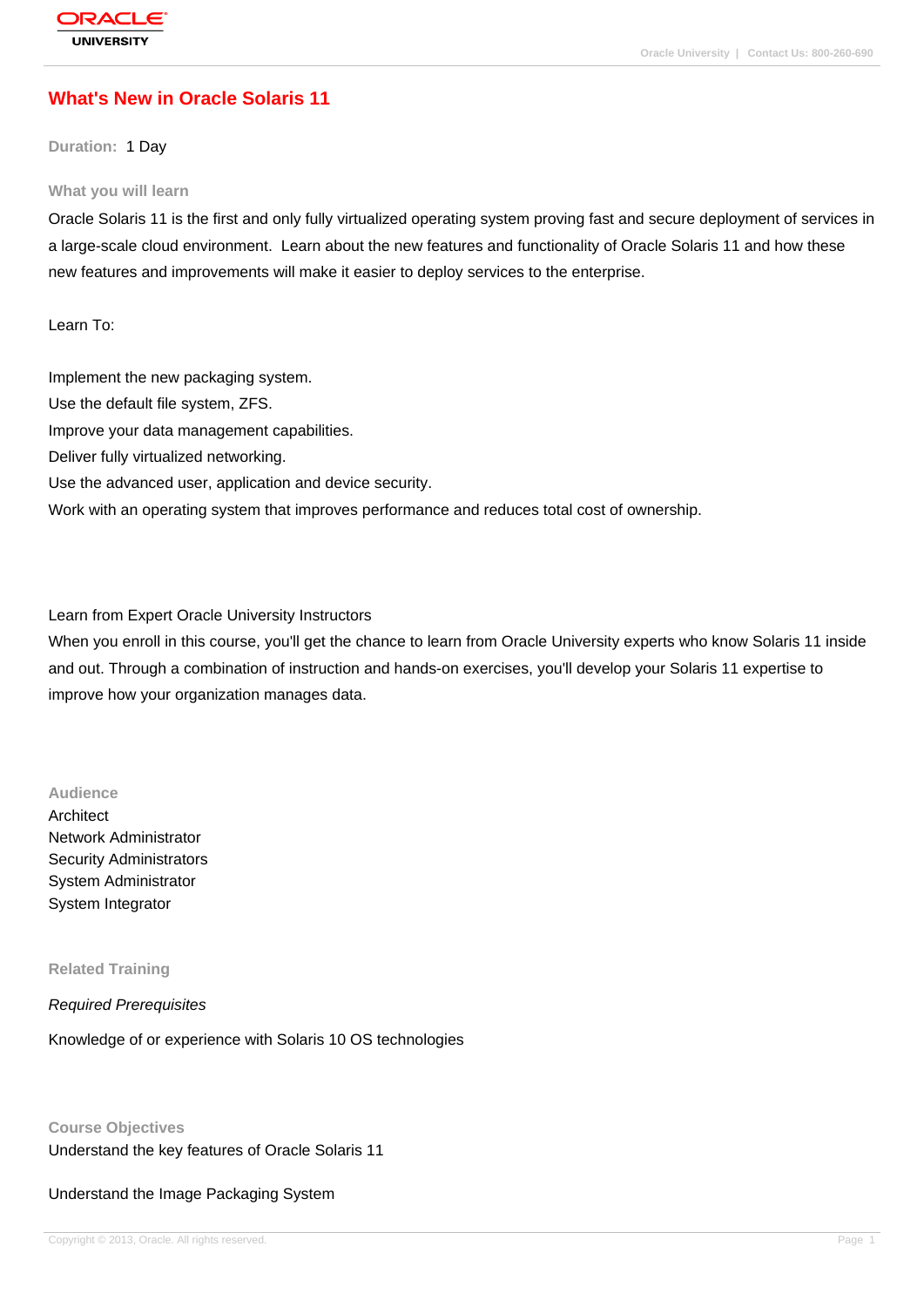# What's New in Oracle Solaris 11

**Duration:** 1 Day

## What you will learn

Oracle Solaris 11 is the first and only fully virtualized operating system proving fast and secure deployment of services in a large-scale cloud environment. Learn about the new features and functionality of Oracle Solaris 11 and how these new features and improvements will make it easier to deploy services to the enterprise.

Learn To:

Implement the new packaging system.
Use the default file system, ZFS.
Improve your data management capabilities.
Deliver fully virtualized networking.
Use the advanced user, application and device security.
Work with an operating system that improves performance and reduces total cost of ownership.

Learn from Expert Oracle University Instructors
When you enroll in this course, you'll get the chance to learn from Oracle University experts who know Solaris 11 inside and out. Through a combination of instruction and hands-on exercises, you'll develop your Solaris 11 expertise to improve how your organization manages data.

## Audience

Architect
Network Administrator
Security Administrators
System Administrator
System Integrator

## Related Training

*Required Prerequisites*

Knowledge of or experience with Solaris 10 OS technologies

## Course Objectives

Understand the key features of Oracle Solaris 11

Understand the Image Packaging System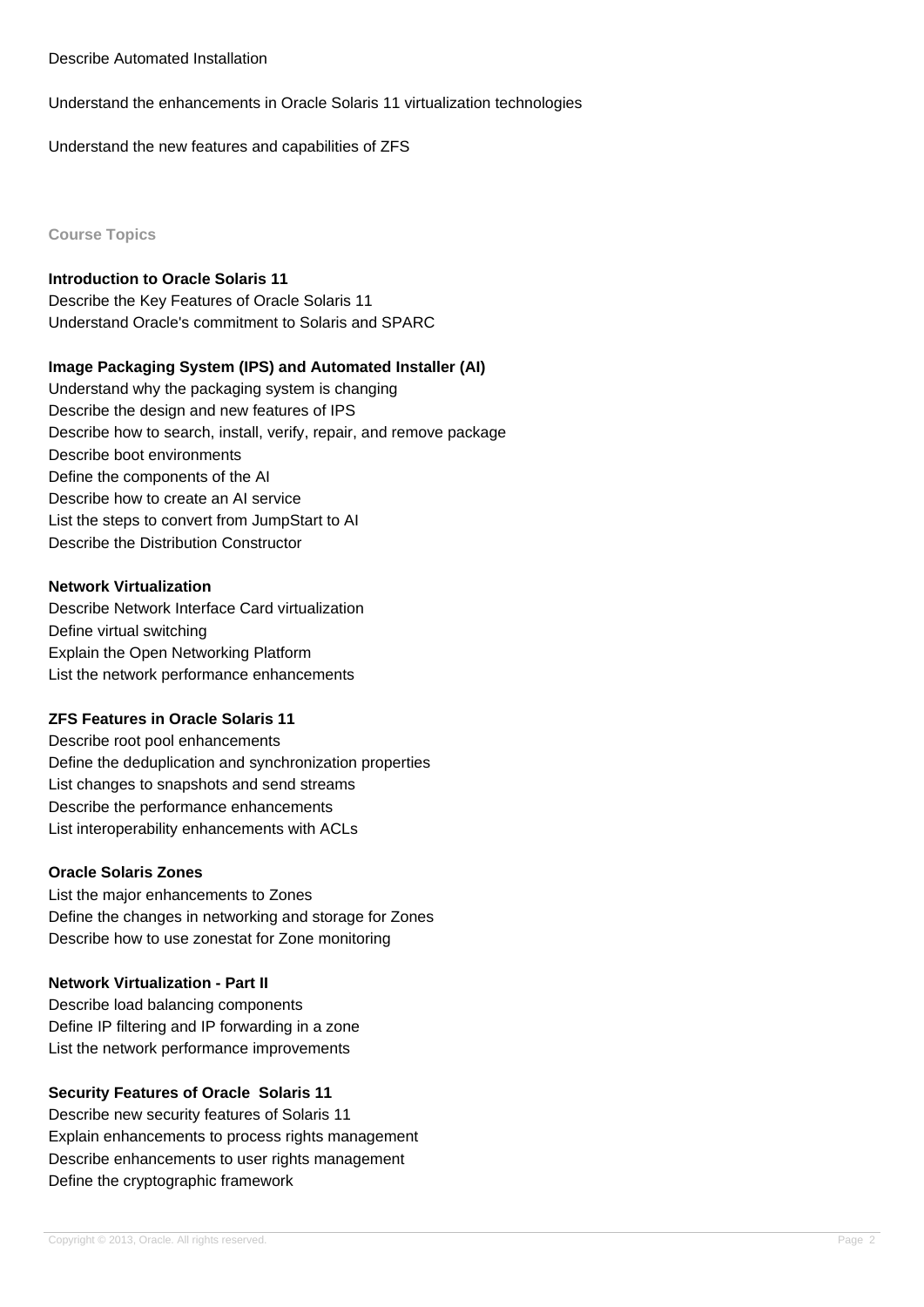Describe Automated Installation

Understand the enhancements in Oracle Solaris 11 virtualization technologies

Understand the new features and capabilities of ZFS

## Course Topics

**Introduction to Oracle Solaris 11**
Describe the Key Features of Oracle Solaris 11
Understand Oracle's commitment to Solaris and SPARC

**Image Packaging System (IPS) and Automated Installer (AI)**
Understand why the packaging system is changing
Describe the design and new features of IPS
Describe how to search, install, verify, repair, and remove package
Describe boot environments
Define the components of the AI
Describe how to create an AI service
List the steps to convert from JumpStart to AI
Describe the Distribution Constructor

**Network Virtualization**
Describe Network Interface Card virtualization
Define virtual switching
Explain the Open Networking Platform
List the network performance enhancements

**ZFS Features in Oracle Solaris 11**
Describe root pool enhancements
Define the deduplication and synchronization properties
List changes to snapshots and send streams
Describe the performance enhancements
List interoperability enhancements with ACLs

**Oracle Solaris Zones**
List the major enhancements to Zones
Define the changes in networking and storage for Zones
Describe how to use zonestat for Zone monitoring

**Network Virtualization - Part II**
Describe load balancing components
Define IP filtering and IP forwarding in a zone
List the network performance improvements

**Security Features of Oracle Solaris 11**
Describe new security features of Solaris 11
Explain enhancements to process rights management
Describe enhancements to user rights management
Define the cryptographic framework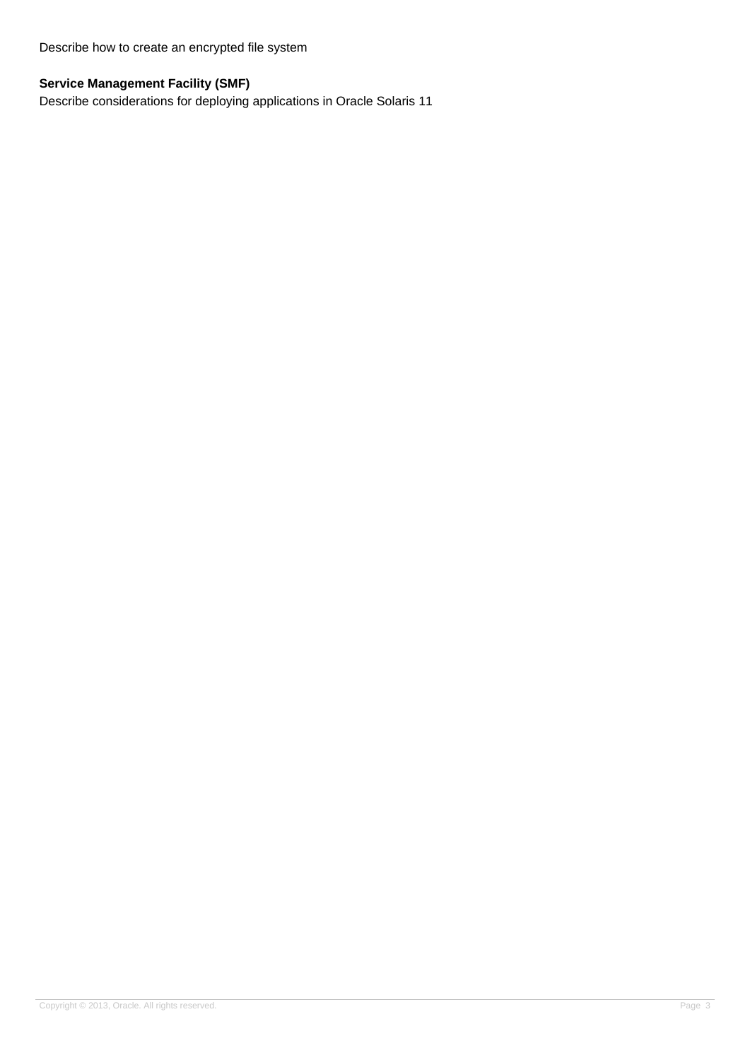Describe how to create an encrypted file system

**Service Management Facility (SMF)**

Describe considerations for deploying applications in Oracle Solaris 11